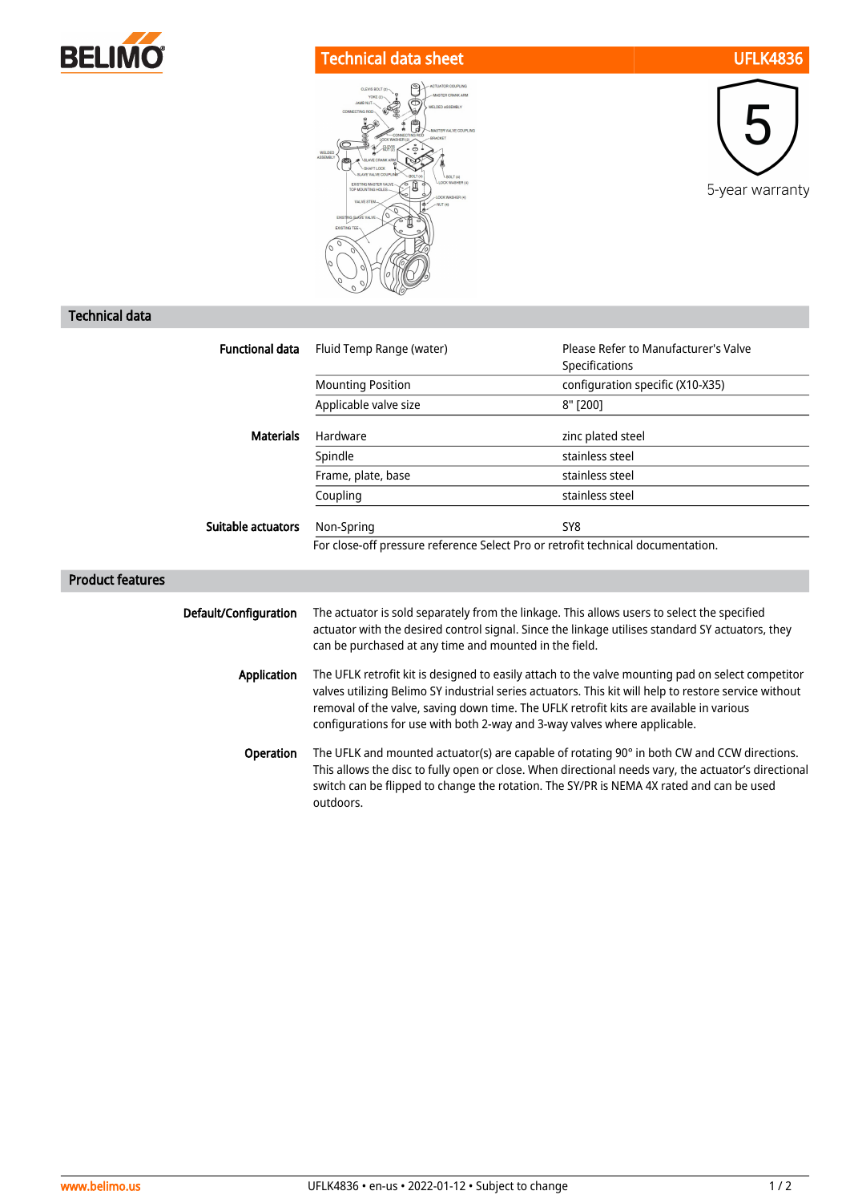# Technical data sheet UFLK4836

5-year warranty

## Technical data

| | | |
|---|---|---|
| **Functional data** | Fluid Temp Range (water) | Please Refer to Manufacturer's Valve Specifications |
| | Mounting Position | configuration specific (X10-X35) |
| | Applicable valve size | 8" [200] |
| **Materials** | Hardware | zinc plated steel |
| | Spindle | stainless steel |
| | Frame, plate, base | stainless steel |
| | Coupling | stainless steel |
| **Suitable actuators** | Non-Spring | SY8 |

For close-off pressure reference Select Pro or retrofit technical documentation.

## Product features

**Default/Configuration**

The actuator is sold separately from the linkage. This allows users to select the specified actuator with the desired control signal. Since the linkage utilises standard SY actuators, they can be purchased at any time and mounted in the field.

**Application**

The UFLK retrofit kit is designed to easily attach to the valve mounting pad on select competitor valves utilizing Belimo SY industrial series actuators. This kit will help to restore service without removal of the valve, saving down time. The UFLK retrofit kits are available in various configurations for use with both 2-way and 3-way valves where applicable.

**Operation**

The UFLK and mounted actuator(s) are capable of rotating 90° in both CW and CCW directions. This allows the disc to fully open or close. When directional needs vary, the actuator's directional switch can be flipped to change the rotation. The SY/PR is NEMA 4X rated and can be used outdoors.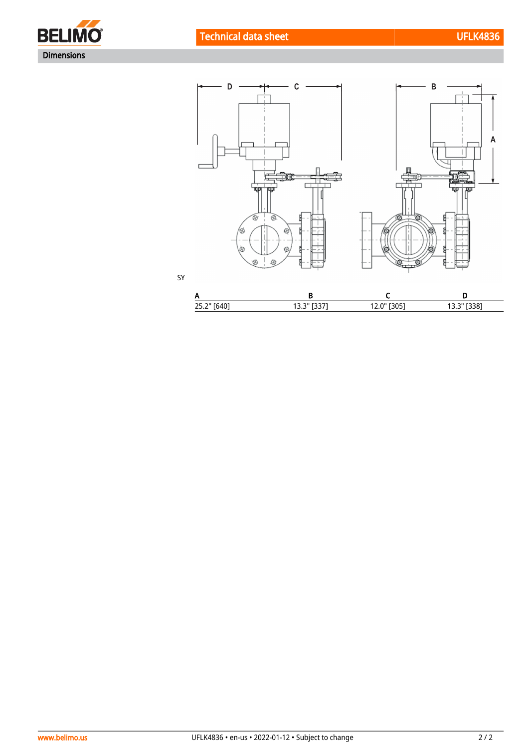## Dimensions

SY

| A | B | C | D |
|---|---|---|---|
| 25.2" [640] | 13.3" [337] | 12.0" [305] | 13.3" [338] |